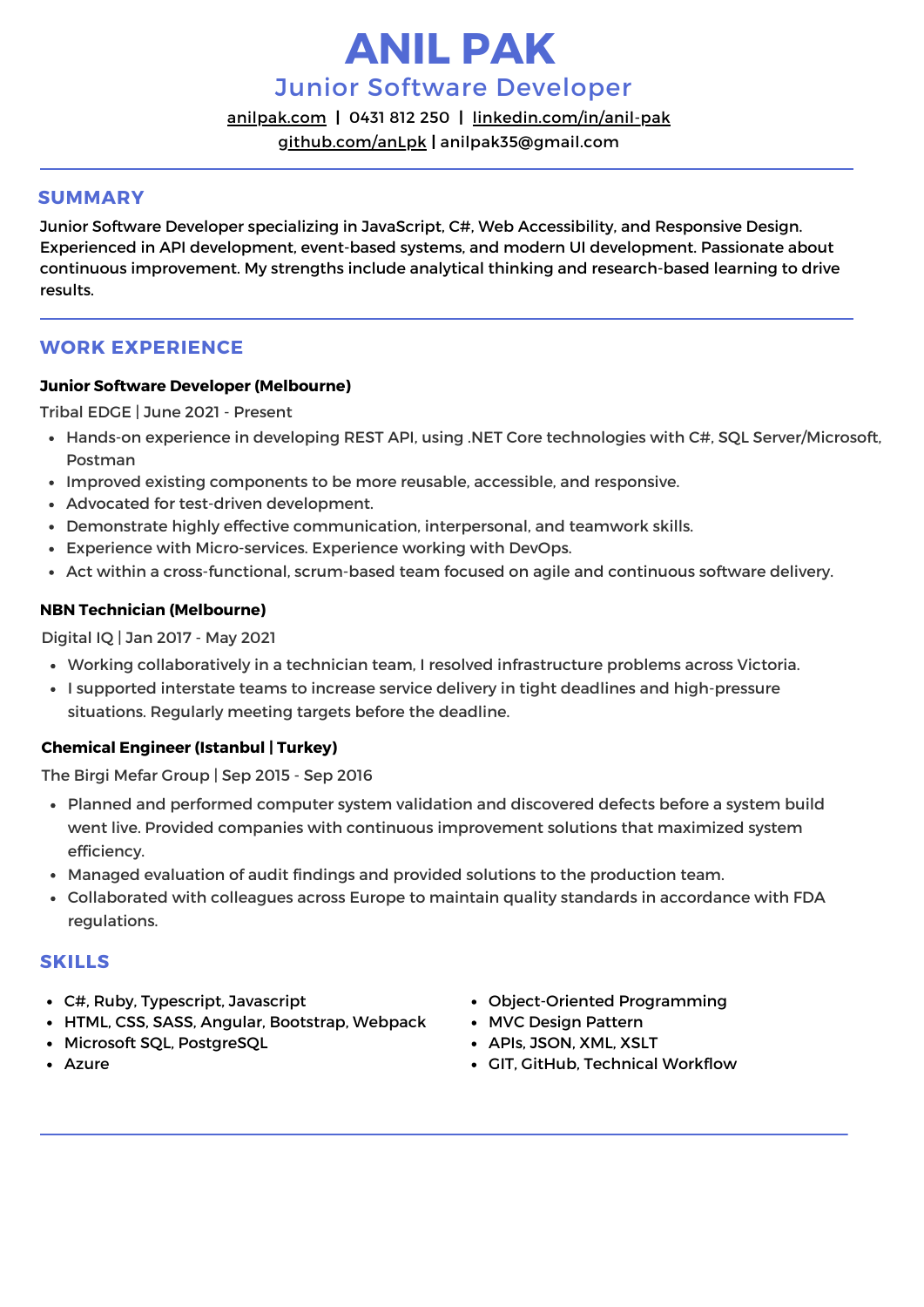# ANIL PAK

## Junior Software Developer

anilpak.com | 0431 812 250 | linkedin.com/in/anil-pak
github.com/anLpk | anilpak35@gmail.com

## SUMMARY

Junior Software Developer specializing in JavaScript, C#, Web Accessibility, and Responsive Design. Experienced in API development, event-based systems, and modern UI development. Passionate about continuous improvement. My strengths include analytical thinking and research-based learning to drive results.

## WORK EXPERIENCE

**Junior Software Developer (Melbourne)**

Tribal EDGE | June 2021 - Present

- Hands-on experience in developing REST API, using .NET Core technologies with C#, SQL Server/Microsoft, Postman
- Improved existing components to be more reusable, accessible, and responsive.
- Advocated for test-driven development.
- Demonstrate highly effective communication, interpersonal, and teamwork skills.
- Experience with Micro-services. Experience working with DevOps.
- Act within a cross-functional, scrum-based team focused on agile and continuous software delivery.

**NBN Technician (Melbourne)**

Digital IQ | Jan 2017 - May 2021

- Working collaboratively in a technician team, I resolved infrastructure problems across Victoria.
- I supported interstate teams to increase service delivery in tight deadlines and high-pressure situations. Regularly meeting targets before the deadline.

**Chemical Engineer (Istanbul | Turkey)**

The Birgi Mefar Group | Sep 2015 - Sep 2016

- Planned and performed computer system validation and discovered defects before a system build went live. Provided companies with continuous improvement solutions that maximized system efficiency.
- Managed evaluation of audit findings and provided solutions to the production team.
- Collaborated with colleagues across Europe to maintain quality standards in accordance with FDA regulations.

## SKILLS

- C#, Ruby, Typescript, Javascript
- HTML, CSS, SASS, Angular, Bootstrap, Webpack
- Microsoft SQL, PostgreSQL
- Azure
- Object-Oriented Programming
- MVC Design Pattern
- APIs, JSON, XML, XSLT
- GIT, GitHub, Technical Workflow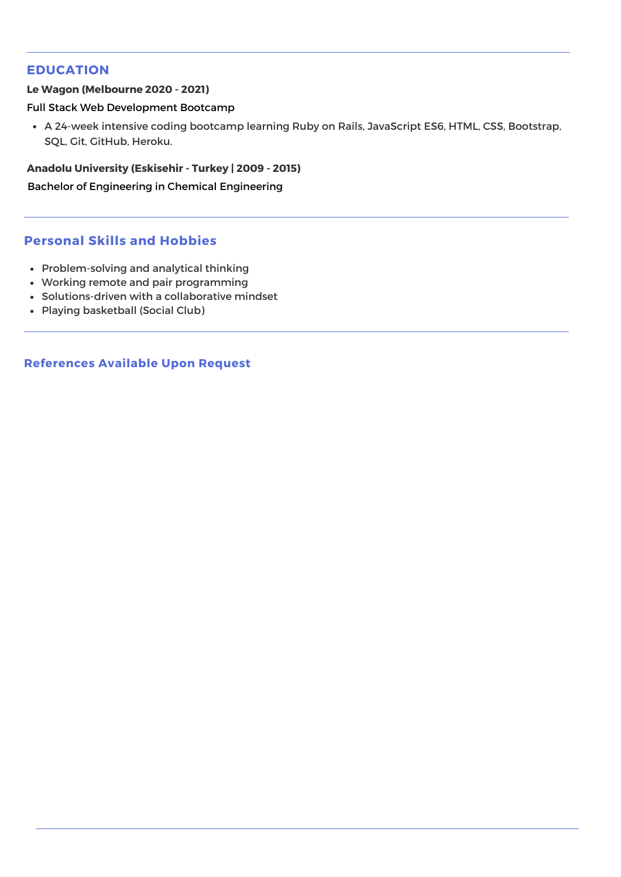## EDUCATION

**Le Wagon (Melbourne 2020 - 2021)**

Full Stack Web Development Bootcamp

- A 24-week intensive coding bootcamp learning Ruby on Rails, JavaScript ES6, HTML, CSS, Bootstrap, SQL, Git, GitHub, Heroku.

**Anadolu University (Eskisehir - Turkey | 2009 - 2015)**

Bachelor of Engineering in Chemical Engineering

## Personal Skills and Hobbies

- Problem-solving and analytical thinking
- Working remote and pair programming
- Solutions-driven with a collaborative mindset
- Playing basketball (Social Club)

## References Available Upon Request